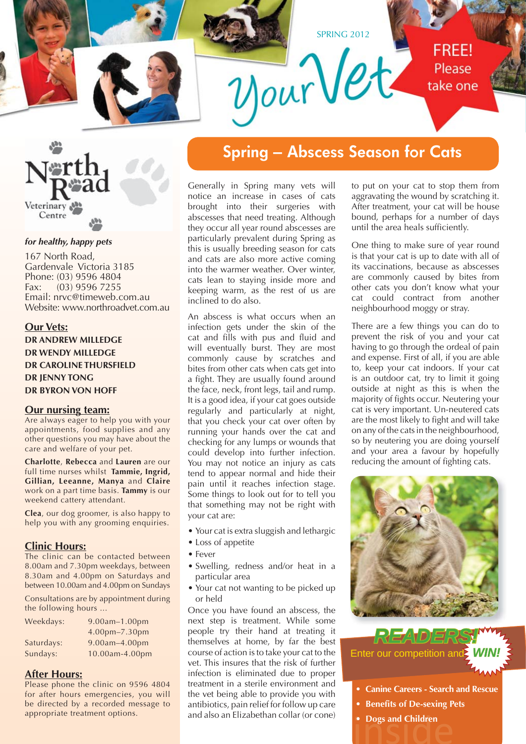SPRING 2012

# Your Vet

FREE! Please take one

North Road Veterinary Centre

*for healthy, happy pets*

167 North Road,
Gardenvale Victoria 3185
Phone: (03) 9596 4804
Fax: (03) 9596 7255
Email: nrvc@timeweb.com.au
Website: www.northroadvet.com.au

## Our Vets:

**DR ANDREW MILLEDGE**
**DR WENDY MILLEDGE**
**DR CAROLINE THURSFIELD**
**DR JENNY TONG**
**DR BYRON VON HOFF**

## Our nursing team:

Are always eager to help you with your appointments, food supplies and any other questions you may have about the care and welfare of your pet.

**Charlotte**, **Rebecca** and **Lauren** are our full time nurses whilst **Tammie, Ingrid, Gillian, Leeanne, Manya** and **Claire** work on a part time basis. **Tammy** is our weekend cattery attendant.

**Clea**, our dog groomer, is also happy to help you with any grooming enquiries.

## Clinic Hours:

The clinic can be contacted between 8.00am and 7.30pm weekdays, between 8.30am and 4.00pm on Saturdays and between 10.00am and 4.00pm on Sundays

Consultations are by appointment during the following hours ...

| | |
|---|---|
| Weekdays: | 9.00am–1.00pm |
| | 4.00pm–7.30pm |
| Saturdays: | 9.00am–4.00pm |
| Sundays: | 10.00am-4.00pm |

## After Hours:

Please phone the clinic on 9596 4804 for after hours emergencies, you will be directed by a recorded message to appropriate treatment options.

# Spring – Abscess Season for Cats

Generally in Spring many vets will notice an increase in cases of cats brought into their surgeries with abscesses that need treating. Although they occur all year round abscesses are particularly prevalent during Spring as this is usually breeding season for cats and cats are also more active coming into the warmer weather. Over winter, cats lean to staying inside more and keeping warm, as the rest of us are inclined to do also.

An abscess is what occurs when an infection gets under the skin of the cat and fills with pus and fluid and will eventually burst. They are most commonly cause by scratches and bites from other cats when cats get into a fight. They are usually found around the face, neck, front legs, tail and rump. It is a good idea, if your cat goes outside regularly and particularly at night, that you check your cat over often by running your hands over the cat and checking for any lumps or wounds that could develop into further infection. You may not notice an injury as cats tend to appear normal and hide their pain until it reaches infection stage. Some things to look out for to tell you that something may not be right with your cat are:

- Your cat is extra sluggish and lethargic
- Loss of appetite
- Fever
- Swelling, redness and/or heat in a particular area
- Your cat not wanting to be picked up or held

Once you have found an abscess, the next step is treatment. While some people try their hand at treating it themselves at home, by far the best course of action is to take your cat to the vet. This insures that the risk of further infection is eliminated due to proper treatment in a sterile environment and the vet being able to provide you with antibiotics, pain relief for follow up care and also an Elizabethan collar (or cone) to put on your cat to stop them from aggravating the wound by scratching it. After treatment, your cat will be house bound, perhaps for a number of days until the area heals sufficiently.

One thing to make sure of year round is that your cat is up to date with all of its vaccinations, because as abscesses are commonly caused by bites from other cats you don't know what your cat could contract from another neighbourhood moggy or stray.

There are a few things you can do to prevent the risk of you and your cat having to go through the ordeal of pain and expense. First of all, if you are able to, keep your cat indoors. If your cat is an outdoor cat, try to limit it going outside at night as this is when the majority of fights occur. Neutering your cat is very important. Un-neutered cats are the most likely to fight and will take on any of the cats in the neighbourhood, so by neutering you are doing yourself and your area a favour by hopefully reducing the amount of fighting cats.

**READERS!** Enter our competition and **WIN!**

inside

- **Canine Careers - Search and Rescue**
- **Benefits of De-sexing Pets**
- **Dogs and Children**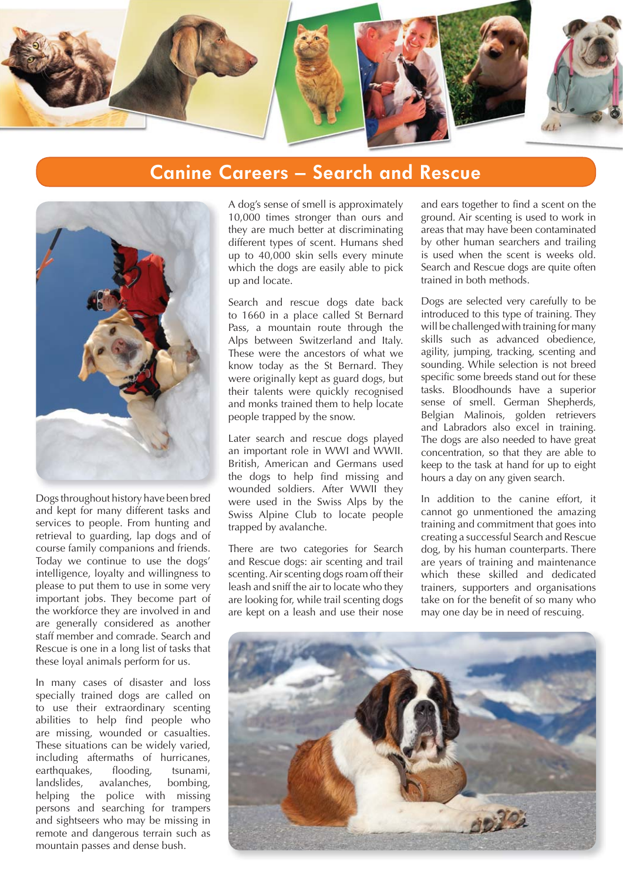## Canine Careers – Search and Rescue

Dogs throughout history have been bred and kept for many different tasks and services to people. From hunting and retrieval to guarding, lap dogs and of course family companions and friends. Today we continue to use the dogs' intelligence, loyalty and willingness to please to put them to use in some very important jobs. They become part of the workforce they are involved in and are generally considered as another staff member and comrade. Search and Rescue is one in a long list of tasks that these loyal animals perform for us.

In many cases of disaster and loss specially trained dogs are called on to use their extraordinary scenting abilities to help find people who are missing, wounded or casualties. These situations can be widely varied, including aftermaths of hurricanes, earthquakes, flooding, tsunami, landslides, avalanches, bombing, helping the police with missing persons and searching for trampers and sightseers who may be missing in remote and dangerous terrain such as mountain passes and dense bush.

A dog's sense of smell is approximately 10,000 times stronger than ours and they are much better at discriminating different types of scent. Humans shed up to 40,000 skin sells every minute which the dogs are easily able to pick up and locate.

Search and rescue dogs date back to 1660 in a place called St Bernard Pass, a mountain route through the Alps between Switzerland and Italy. These were the ancestors of what we know today as the St Bernard. They were originally kept as guard dogs, but their talents were quickly recognised and monks trained them to help locate people trapped by the snow.

Later search and rescue dogs played an important role in WWI and WWII. British, American and Germans used the dogs to help find missing and wounded soldiers. After WWII they were used in the Swiss Alps by the Swiss Alpine Club to locate people trapped by avalanche.

There are two categories for Search and Rescue dogs: air scenting and trail scenting. Air scenting dogs roam off their leash and sniff the air to locate who they are looking for, while trail scenting dogs are kept on a leash and use their nose and ears together to find a scent on the ground. Air scenting is used to work in areas that may have been contaminated by other human searchers and trailing is used when the scent is weeks old. Search and Rescue dogs are quite often trained in both methods.

Dogs are selected very carefully to be introduced to this type of training. They will be challenged with training for many skills such as advanced obedience, agility, jumping, tracking, scenting and sounding. While selection is not breed specific some breeds stand out for these tasks. Bloodhounds have a superior sense of smell. German Shepherds, Belgian Malinois, golden retrievers and Labradors also excel in training. The dogs are also needed to have great concentration, so that they are able to keep to the task at hand for up to eight hours a day on any given search.

In addition to the canine effort, it cannot go unmentioned the amazing training and commitment that goes into creating a successful Search and Rescue dog, by his human counterparts. There are years of training and maintenance which these skilled and dedicated trainers, supporters and organisations take on for the benefit of so many who may one day be in need of rescuing.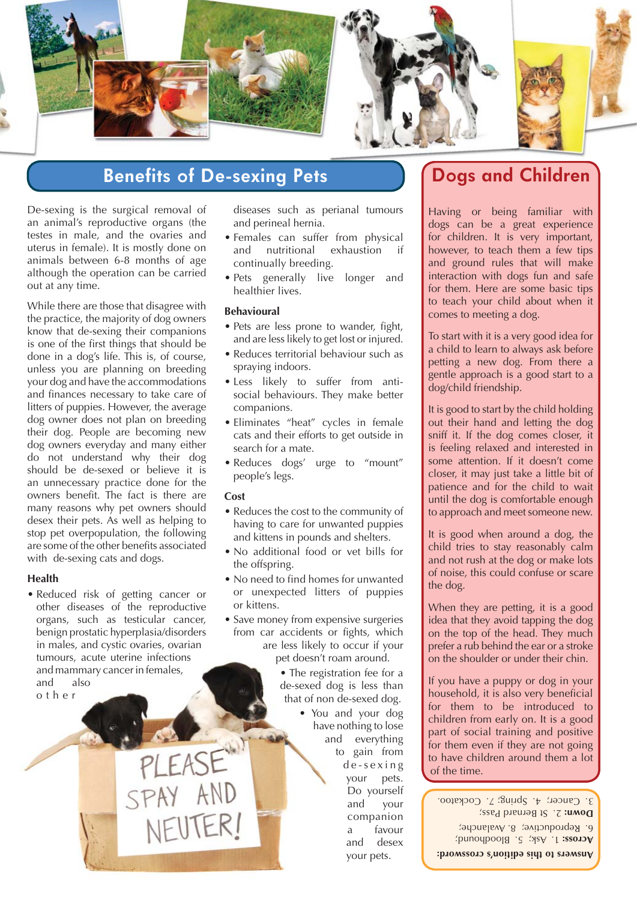## Benefits of De-sexing Pets

De-sexing is the surgical removal of an animal's reproductive organs (the testes in male, and the ovaries and uterus in female). It is mostly done on animals between 6-8 months of age although the operation can be carried out at any time.

While there are those that disagree with the practice, the majority of dog owners know that de-sexing their companions is one of the first things that should be done in a dog's life. This is, of course, unless you are planning on breeding your dog and have the accommodations and finances necessary to take care of litters of puppies. However, the average dog owner does not plan on breeding their dog. People are becoming new dog owners everyday and many either do not understand why their dog should be de-sexed or believe it is an unnecessary practice done for the owners benefit. The fact is there are many reasons why pet owners should desex their pets. As well as helping to stop pet overpopulation, the following are some of the other benefits associated with de-sexing cats and dogs.

### Health

- Reduced risk of getting cancer or other diseases of the reproductive organs, such as testicular cancer, benign prostatic hyperplasia/disorders in males, and cystic ovaries, ovarian tumours, acute uterine infections and mammary cancer in females, and also other diseases such as perianal tumours and perineal hernia.
- Females can suffer from physical and nutritional exhaustion if continually breeding.
- Pets generally live longer and healthier lives.

### Behavioural

- Pets are less prone to wander, fight, and are less likely to get lost or injured.
- Reduces territorial behaviour such as spraying indoors.
- Less likely to suffer from anti-social behaviours. They make better companions.
- Eliminates "heat" cycles in female cats and their efforts to get outside in search for a mate.
- Reduces dogs' urge to "mount" people's legs.

### Cost

- Reduces the cost to the community of having to care for unwanted puppies and kittens in pounds and shelters.
- No additional food or vet bills for the offspring.
- No need to find homes for unwanted or unexpected litters of puppies or kittens.
- Save money from expensive surgeries from car accidents or fights, which are less likely to occur if your pet doesn't roam around.
- The registration fee for a de-sexed dog is less than that of non de-sexed dog.
- You and your dog have nothing to lose and everything to gain from de-sexing your pets. Do yourself and your companion a favour and desex your pets.

## Dogs and Children

Having or being familiar with dogs can be a great experience for children. It is very important, however, to teach them a few tips and ground rules that will make interaction with dogs fun and safe for them. Here are some basic tips to teach your child about when it comes to meeting a dog.

To start with it is a very good idea for a child to learn to always ask before petting a new dog. From there a gentle approach is a good start to a dog/child friendship.

It is good to start by the child holding out their hand and letting the dog sniff it. If the dog comes closer, it is feeling relaxed and interested in some attention. If it doesn't come closer, it may just take a little bit of patience and for the child to wait until the dog is comfortable enough to approach and meet someone new.

It is good when around a dog, the child tries to stay reasonably calm and not rush at the dog or make lots of noise, this could confuse or scare the dog.

When they are petting, it is a good idea that they avoid tapping the dog on the top of the head. They much prefer a rub behind the ear or a stroke on the shoulder or under their chin.

If you have a puppy or dog in your household, it is also very beneficial for them to be introduced to children from early on. It is a good part of social training and positive for them even if they are not going to have children around them a lot of the time.

**Answers to this edition's crossword:**

**Across:** 1. Ask; 5. Bloodhound; 6. Reproductive; 8. Avalanche;

**Down:** 2. St Bernard Pass; 3. Cancer; 4. Spring; 7. Cockatoo.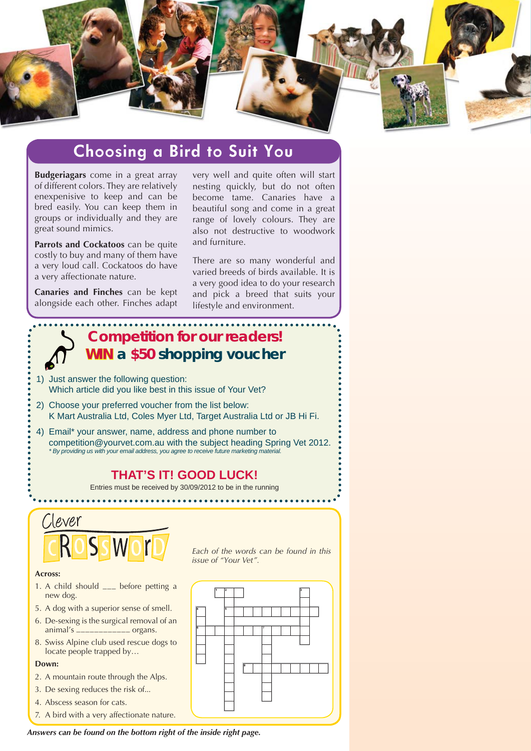## Choosing a Bird to Suit You

**Budgeriagars** come in a great array of different colors. They are relatively enexpenisive to keep and can be bred easily. You can keep them in groups or individually and they are great sound mimics.

**Parrots and Cockatoos** can be quite costly to buy and many of them have a very loud call. Cockatoos do have a very affectionate nature.

**Canaries and Finches** can be kept alongside each other. Finches adapt very well and quite often will start nesting quickly, but do not often become tame. Canaries have a beautiful song and come in a great range of lovely colours. They are also not destructive to woodwork and furniture.

There are so many wonderful and varied breeds of birds available. It is a very good idea to do your research and pick a breed that suits your lifestyle and environment.

## Competition for our readers!

### WIN a $50 shopping voucher

1) Just answer the following question:
   Which article did you like best in this issue of Your Vet?
2) Choose your preferred voucher from the list below:
   K Mart Australia Ltd, Coles Myer Ltd, Target Australia Ltd or JB Hi Fi.
4) Email* your answer, name, address and phone number to competition@yourvet.com.au with the subject heading Spring Vet 2012.
   *\* By providing us with your email address, you agree to receive future marketing material.*

**THAT'S IT! GOOD LUCK!**

Entries must be received by 30/09/2012 to be in the running

## Clever CROSSWORD

*Each of the words can be found in this issue of "Your Vet".*

**Across:**

1. A child should ___ before petting a new dog.
5. A dog with a superior sense of smell.
6. De-sexing is the surgical removal of an animal's ___________ organs.
8. Swiss Alpine club used rescue dogs to locate people trapped by…

**Down:**

2. A mountain route through the Alps.
3. De sexing reduces the risk of...
4. Abscess season for cats.
7. A bird with a very affectionate nature.

***Answers can be found on the bottom right of the inside right page.***